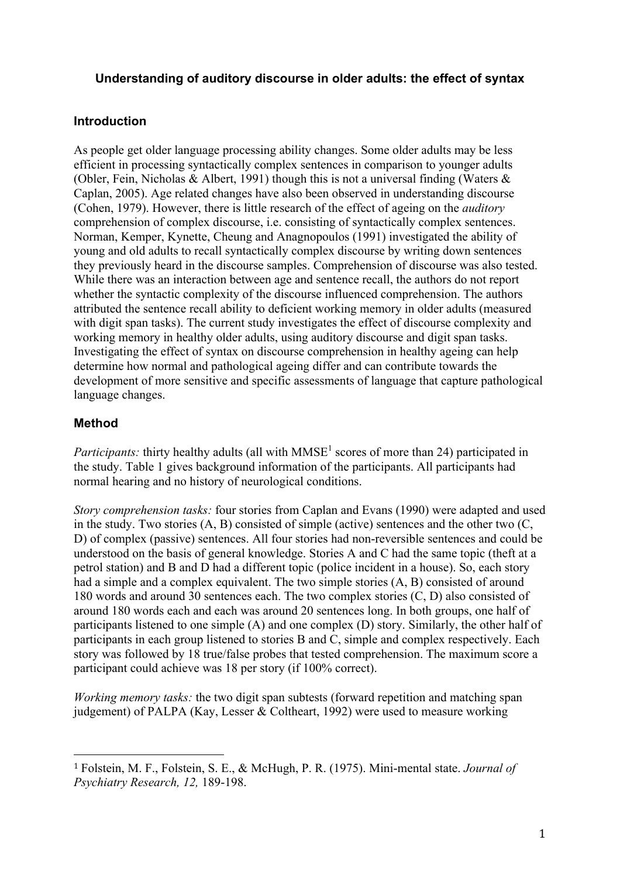# Understanding of auditory discourse in older adults: the effect of syntax

## Introduction

As people get older language processing ability changes. Some older adults may be less efficient in processing syntactically complex sentences in comparison to younger adults (Obler, Fein, Nicholas & Albert, 1991) though this is not a universal finding (Waters & Caplan, 2005). Age related changes have also been observed in understanding discourse (Cohen, 1979). However, there is little research of the effect of ageing on the *auditory* comprehension of complex discourse, i.e. consisting of syntactically complex sentences. Norman, Kemper, Kynette, Cheung and Anagnopoulos (1991) investigated the ability of young and old adults to recall syntactically complex discourse by writing down sentences they previously heard in the discourse samples. Comprehension of discourse was also tested. While there was an interaction between age and sentence recall, the authors do not report whether the syntactic complexity of the discourse influenced comprehension. The authors attributed the sentence recall ability to deficient working memory in older adults (measured with digit span tasks). The current study investigates the effect of discourse complexity and working memory in healthy older adults, using auditory discourse and digit span tasks. Investigating the effect of syntax on discourse comprehension in healthy ageing can help determine how normal and pathological ageing differ and can contribute towards the development of more sensitive and specific assessments of language that capture pathological language changes.

## Method

*Participants:* thirty healthy adults (all with MMSE[1] scores of more than 24) participated in the study. Table 1 gives background information of the participants. All participants had normal hearing and no history of neurological conditions.

*Story comprehension tasks:* four stories from Caplan and Evans (1990) were adapted and used in the study. Two stories (A, B) consisted of simple (active) sentences and the other two (C, D) of complex (passive) sentences. All four stories had non-reversible sentences and could be understood on the basis of general knowledge. Stories A and C had the same topic (theft at a petrol station) and B and D had a different topic (police incident in a house). So, each story had a simple and a complex equivalent. The two simple stories (A, B) consisted of around 180 words and around 30 sentences each. The two complex stories (C, D) also consisted of around 180 words each and each was around 20 sentences long. In both groups, one half of participants listened to one simple (A) and one complex (D) story. Similarly, the other half of participants in each group listened to stories B and C, simple and complex respectively. Each story was followed by 18 true/false probes that tested comprehension. The maximum score a participant could achieve was 18 per story (if 100% correct).

*Working memory tasks:* the two digit span subtests (forward repetition and matching span judgement) of PALPA (Kay, Lesser & Coltheart, 1992) were used to measure working

[1] Folstein, M. F., Folstein, S. E., & McHugh, P. R. (1975). Mini-mental state. *Journal of Psychiatry Research, 12,* 189-198.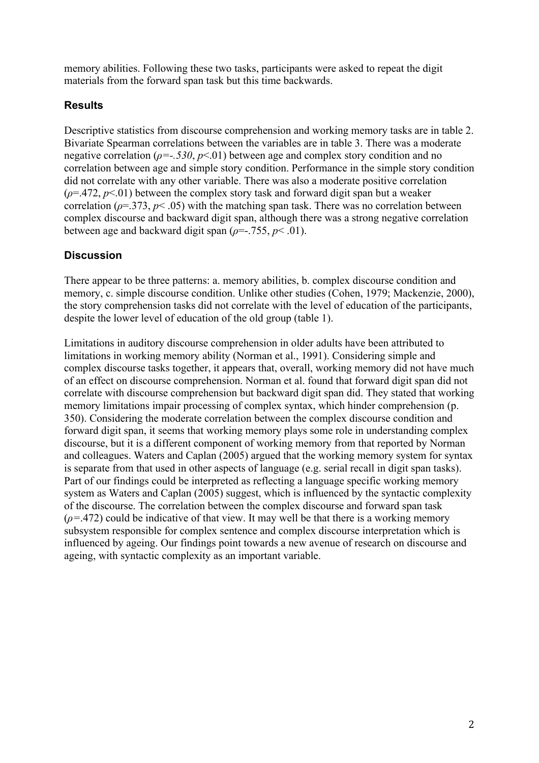memory abilities. Following these two tasks, participants were asked to repeat the digit materials from the forward span task but this time backwards.

## Results

Descriptive statistics from discourse comprehension and working memory tasks are in table 2. Bivariate Spearman correlations between the variables are in table 3. There was a moderate negative correlation ($\rho = -.530$, $p < .01$) between age and complex story condition and no correlation between age and simple story condition. Performance in the simple story condition did not correlate with any other variable. There was also a moderate positive correlation ($\rho = .472$, $p < .01$) between the complex story task and forward digit span but a weaker correlation ($\rho = .373$, $p < .05$) with the matching span task. There was no correlation between complex discourse and backward digit span, although there was a strong negative correlation between age and backward digit span ($\rho = -.755$, $p < .01$).

## Discussion

There appear to be three patterns: a. memory abilities, b. complex discourse condition and memory, c. simple discourse condition. Unlike other studies (Cohen, 1979; Mackenzie, 2000), the story comprehension tasks did not correlate with the level of education of the participants, despite the lower level of education of the old group (table 1).

Limitations in auditory discourse comprehension in older adults have been attributed to limitations in working memory ability (Norman et al., 1991). Considering simple and complex discourse tasks together, it appears that, overall, working memory did not have much of an effect on discourse comprehension. Norman et al. found that forward digit span did not correlate with discourse comprehension but backward digit span did. They stated that working memory limitations impair processing of complex syntax, which hinder comprehension (p. 350). Considering the moderate correlation between the complex discourse condition and forward digit span, it seems that working memory plays some role in understanding complex discourse, but it is a different component of working memory from that reported by Norman and colleagues. Waters and Caplan (2005) argued that the working memory system for syntax is separate from that used in other aspects of language (e.g. serial recall in digit span tasks). Part of our findings could be interpreted as reflecting a language specific working memory system as Waters and Caplan (2005) suggest, which is influenced by the syntactic complexity of the discourse. The correlation between the complex discourse and forward span task ($\rho = .472$) could be indicative of that view. It may well be that there is a working memory subsystem responsible for complex sentence and complex discourse interpretation which is influenced by ageing. Our findings point towards a new avenue of research on discourse and ageing, with syntactic complexity as an important variable.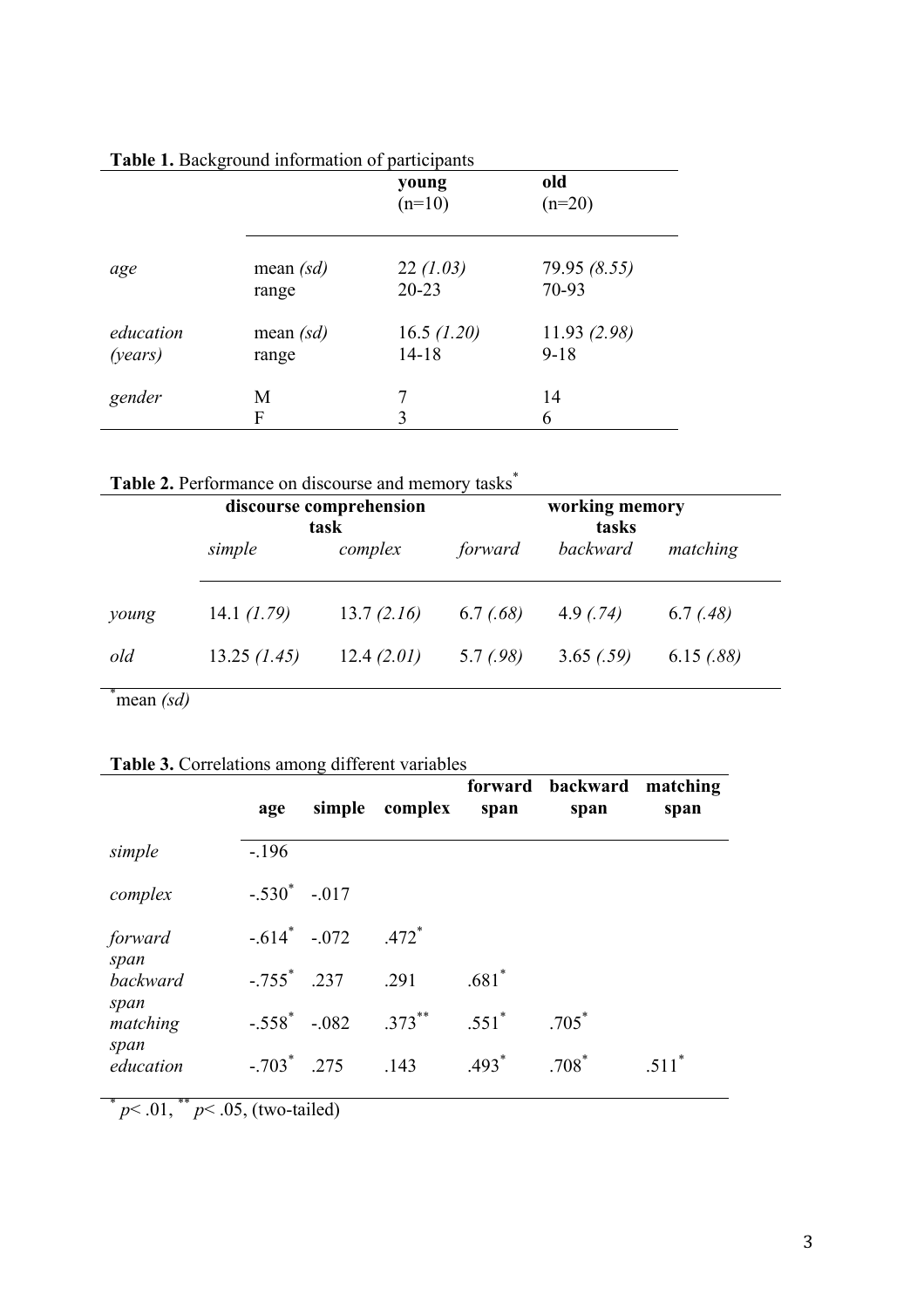**Table 1.** Background information of participants

| | | young (n=10) | old (n=20) |
|---|---|---|---|
| *age* | mean *(sd)* | 22 *(1.03)* | 79.95 *(8.55)* |
| | range | 20-23 | 70-93 |
| *education (years)* | mean *(sd)* | 16.5 *(1.20)* | 11.93 *(2.98)* |
| | range | 14-18 | 9-18 |
| *gender* | M | 7 | 14 |
| | F | 3 | 6 |

**Table 2.** Performance on discourse and memory tasks*

| | discourse comprehension task | | working memory tasks | | |
|---|---|---|---|---|---|
| | *simple* | *complex* | *forward* | *backward* | *matching* |
| *young* | 14.1 *(1.79)* | 13.7 *(2.16)* | 6.7 *(.68)* | 4.9 *(.74)* | 6.7 *(.48)* |
| *old* | 13.25 *(1.45)* | 12.4 *(2.01)* | 5.7 *(.98)* | 3.65 *(.59)* | 6.15 *(.88)* |

*mean *(sd)*

**Table 3.** Correlations among different variables

| | age | simple | complex | forward span | backward span | matching span |
|---|---|---|---|---|---|---|
| *simple* | -.196 | | | | | |
| *complex* | -.530* | -.017 | | | | |
| *forward span* | -.614* | -.072 | .472* | | | |
| *backward span* | -.755* | .237 | .291 | .681* | | |
| *matching span* | -.558* | -.082 | .373** | .551* | .705* | |
| *education* | -.703* | .275 | .143 | .493* | .708* | .511* |

* $p < .01$, ** $p < .05$, (two-tailed)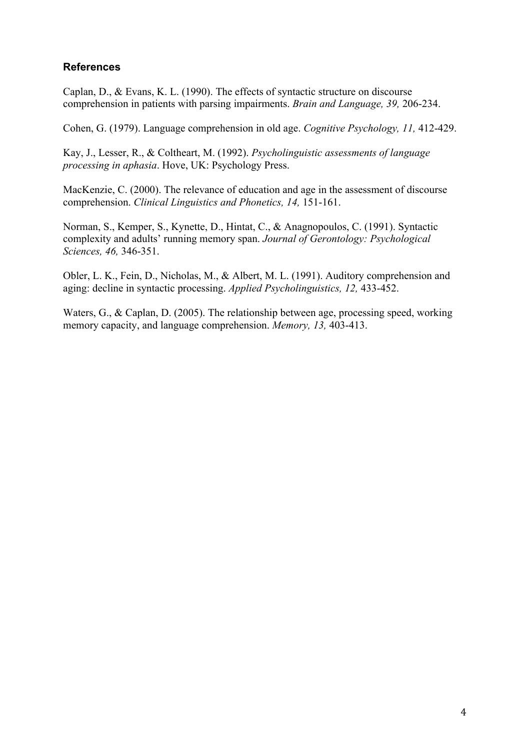## References

Caplan, D., & Evans, K. L. (1990). The effects of syntactic structure on discourse comprehension in patients with parsing impairments. *Brain and Language, 39,* 206-234.

Cohen, G. (1979). Language comprehension in old age. *Cognitive Psychology, 11,* 412-429.

Kay, J., Lesser, R., & Coltheart, M. (1992). *Psycholinguistic assessments of language processing in aphasia*. Hove, UK: Psychology Press.

MacKenzie, C. (2000). The relevance of education and age in the assessment of discourse comprehension. *Clinical Linguistics and Phonetics, 14,* 151-161.

Norman, S., Kemper, S., Kynette, D., Hintat, C., & Anagnopoulos, C. (1991). Syntactic complexity and adults' running memory span. *Journal of Gerontology: Psychological Sciences, 46,* 346-351.

Obler, L. K., Fein, D., Nicholas, M., & Albert, M. L. (1991). Auditory comprehension and aging: decline in syntactic processing. *Applied Psycholinguistics, 12,* 433-452.

Waters, G., & Caplan, D. (2005). The relationship between age, processing speed, working memory capacity, and language comprehension. *Memory, 13,* 403-413.